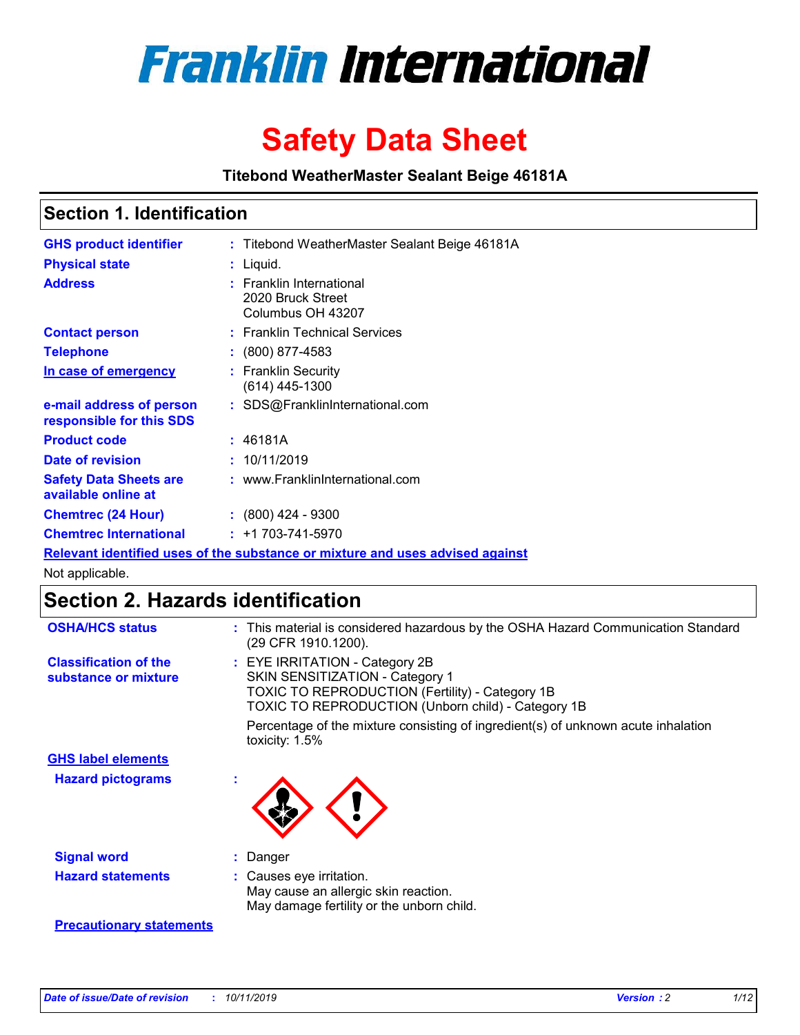# Franklin International

# Safety Data Sheet

**Titebond WeatherMaster Sealant Beige 46181A**

## Section 1. Identification

| | | |
|---|---|---|
| **GHS product identifier** | : | Titebond WeatherMaster Sealant Beige 46181A |
| **Physical state** | : | Liquid. |
| **Address** | : | Franklin International<br>2020 Bruck Street<br>Columbus OH 43207 |
| **Contact person** | : | Franklin Technical Services |
| **Telephone** | : | (800) 877-4583 |
| **In case of emergency** | : | Franklin Security<br>(614) 445-1300 |
| **e-mail address of person responsible for this SDS** | : | SDS@FranklinInternational.com |
| **Product code** | : | 46181A |
| **Date of revision** | : | 10/11/2019 |
| **Safety Data Sheets are available online at** | : | www.FranklinInternational.com |
| **Chemtrec (24 Hour)** | : | (800) 424 - 9300 |
| **Chemtrec International** | : | +1 703-741-5970 |

**Relevant identified uses of the substance or mixture and uses advised against**

Not applicable.

## Section 2. Hazards identification

| | | |
|---|---|---|
| **OSHA/HCS status** | : | This material is considered hazardous by the OSHA Hazard Communication Standard (29 CFR 1910.1200). |
| **Classification of the substance or mixture** | : | EYE IRRITATION - Category 2B<br>SKIN SENSITIZATION - Category 1<br>TOXIC TO REPRODUCTION (Fertility) - Category 1B<br>TOXIC TO REPRODUCTION (Unborn child) - Category 1B<br><br>Percentage of the mixture consisting of ingredient(s) of unknown acute inhalation toxicity: 1.5% |

**GHS label elements**

| | | |
|---|---|---|
| **Hazard pictograms** | : | |
| **Signal word** | : | Danger |
| **Hazard statements** | : | Causes eye irritation.<br>May cause an allergic skin reaction.<br>May damage fertility or the unborn child. |

**Precautionary statements**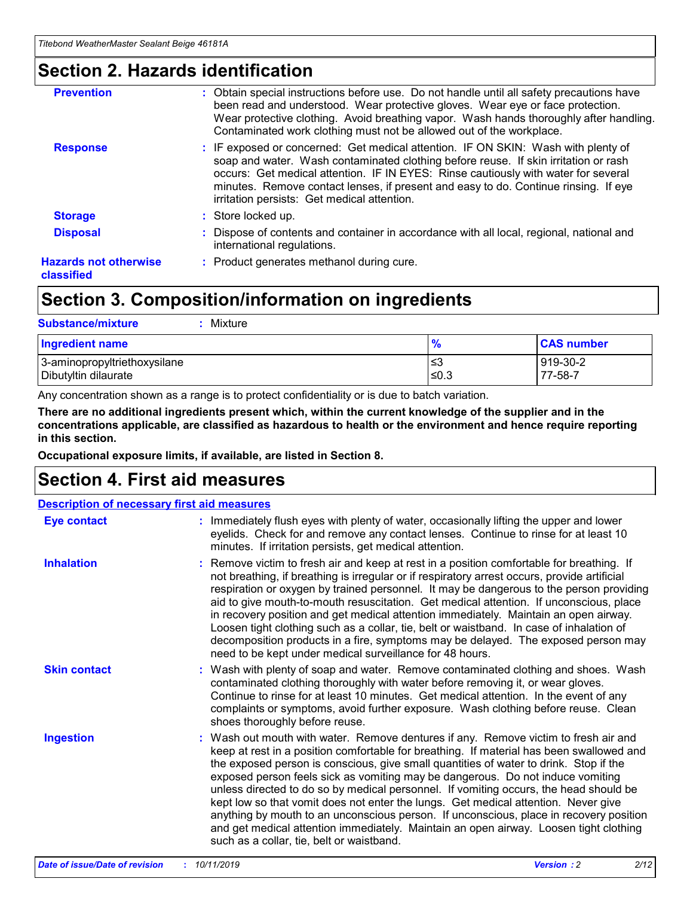# Section 2. Hazards identification

| | |
|---|---|
| **Prevention** | : Obtain special instructions before use. Do not handle until all safety precautions have been read and understood. Wear protective gloves. Wear eye or face protection. Wear protective clothing. Avoid breathing vapor. Wash hands thoroughly after handling. Contaminated work clothing must not be allowed out of the workplace. |
| **Response** | : IF exposed or concerned: Get medical attention. IF ON SKIN: Wash with plenty of soap and water. Wash contaminated clothing before reuse. If skin irritation or rash occurs: Get medical attention. IF IN EYES: Rinse cautiously with water for several minutes. Remove contact lenses, if present and easy to do. Continue rinsing. If eye irritation persists: Get medical attention. |
| **Storage** | : Store locked up. |
| **Disposal** | : Dispose of contents and container in accordance with all local, regional, national and international regulations. |
| **Hazards not otherwise classified** | : Product generates methanol during cure. |

# Section 3. Composition/information on ingredients

**Substance/mixture** : Mixture

| Ingredient name | % | CAS number |
|---|---|---|
| 3-aminopropyltriethoxysilane | ≤3 | 919-30-2 |
| Dibutyltin dilaurate | ≤0.3 | 77-58-7 |

Any concentration shown as a range is to protect confidentiality or is due to batch variation.

**There are no additional ingredients present which, within the current knowledge of the supplier and in the concentrations applicable, are classified as hazardous to health or the environment and hence require reporting in this section.**

**Occupational exposure limits, if available, are listed in Section 8.**

# Section 4. First aid measures

**Description of necessary first aid measures**

| | |
|---|---|
| **Eye contact** | : Immediately flush eyes with plenty of water, occasionally lifting the upper and lower eyelids. Check for and remove any contact lenses. Continue to rinse for at least 10 minutes. If irritation persists, get medical attention. |
| **Inhalation** | : Remove victim to fresh air and keep at rest in a position comfortable for breathing. If not breathing, if breathing is irregular or if respiratory arrest occurs, provide artificial respiration or oxygen by trained personnel. It may be dangerous to the person providing aid to give mouth-to-mouth resuscitation. Get medical attention. If unconscious, place in recovery position and get medical attention immediately. Maintain an open airway. Loosen tight clothing such as a collar, tie, belt or waistband. In case of inhalation of decomposition products in a fire, symptoms may be delayed. The exposed person may need to be kept under medical surveillance for 48 hours. |
| **Skin contact** | : Wash with plenty of soap and water. Remove contaminated clothing and shoes. Wash contaminated clothing thoroughly with water before removing it, or wear gloves. Continue to rinse for at least 10 minutes. Get medical attention. In the event of any complaints or symptoms, avoid further exposure. Wash clothing before reuse. Clean shoes thoroughly before reuse. |
| **Ingestion** | : Wash out mouth with water. Remove dentures if any. Remove victim to fresh air and keep at rest in a position comfortable for breathing. If material has been swallowed and the exposed person is conscious, give small quantities of water to drink. Stop if the exposed person feels sick as vomiting may be dangerous. Do not induce vomiting unless directed to do so by medical personnel. If vomiting occurs, the head should be kept low so that vomit does not enter the lungs. Get medical attention. Never give anything by mouth to an unconscious person. If unconscious, place in recovery position and get medical attention immediately. Maintain an open airway. Loosen tight clothing such as a collar, tie, belt or waistband. |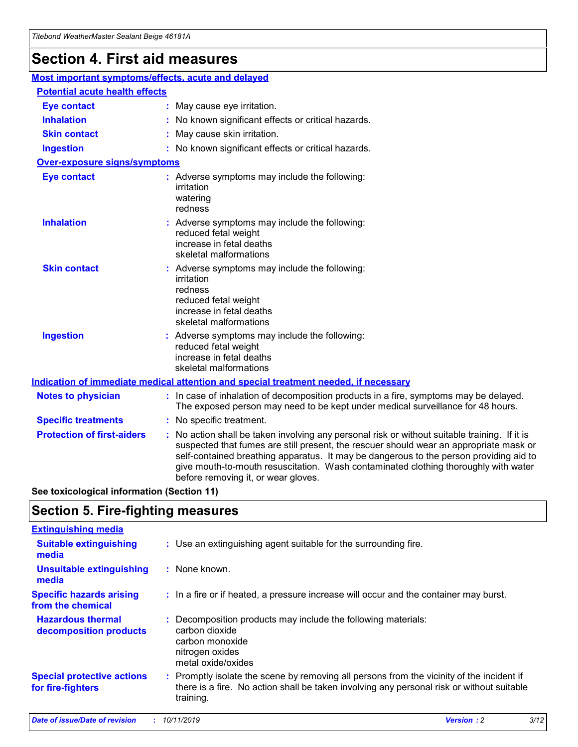# Section 4. First aid measures

## Most important symptoms/effects, acute and delayed

### Potential acute health effects

**Eye contact** : May cause eye irritation.

**Inhalation** : No known significant effects or critical hazards.

**Skin contact** : May cause skin irritation.

**Ingestion** : No known significant effects or critical hazards.

### Over-exposure signs/symptoms

**Eye contact** : Adverse symptoms may include the following:
irritation
watering
redness

**Inhalation** : Adverse symptoms may include the following:
reduced fetal weight
increase in fetal deaths
skeletal malformations

**Skin contact** : Adverse symptoms may include the following:
irritation
redness
reduced fetal weight
increase in fetal deaths
skeletal malformations

**Ingestion** : Adverse symptoms may include the following:
reduced fetal weight
increase in fetal deaths
skeletal malformations

## Indication of immediate medical attention and special treatment needed, if necessary

**Notes to physician** : In case of inhalation of decomposition products in a fire, symptoms may be delayed. The exposed person may need to be kept under medical surveillance for 48 hours.

**Specific treatments** : No specific treatment.

**Protection of first-aiders** : No action shall be taken involving any personal risk or without suitable training. If it is suspected that fumes are still present, the rescuer should wear an appropriate mask or self-contained breathing apparatus. It may be dangerous to the person providing aid to give mouth-to-mouth resuscitation. Wash contaminated clothing thoroughly with water before removing it, or wear gloves.

**See toxicological information (Section 11)**

# Section 5. Fire-fighting measures

## Extinguishing media

**Suitable extinguishing media** : Use an extinguishing agent suitable for the surrounding fire.

**Unsuitable extinguishing media** : None known.

**Specific hazards arising from the chemical** : In a fire or if heated, a pressure increase will occur and the container may burst.

**Hazardous thermal decomposition products** : Decomposition products may include the following materials:
carbon dioxide
carbon monoxide
nitrogen oxides
metal oxide/oxides

**Special protective actions for fire-fighters** : Promptly isolate the scene by removing all persons from the vicinity of the incident if there is a fire. No action shall be taken involving any personal risk or without suitable training.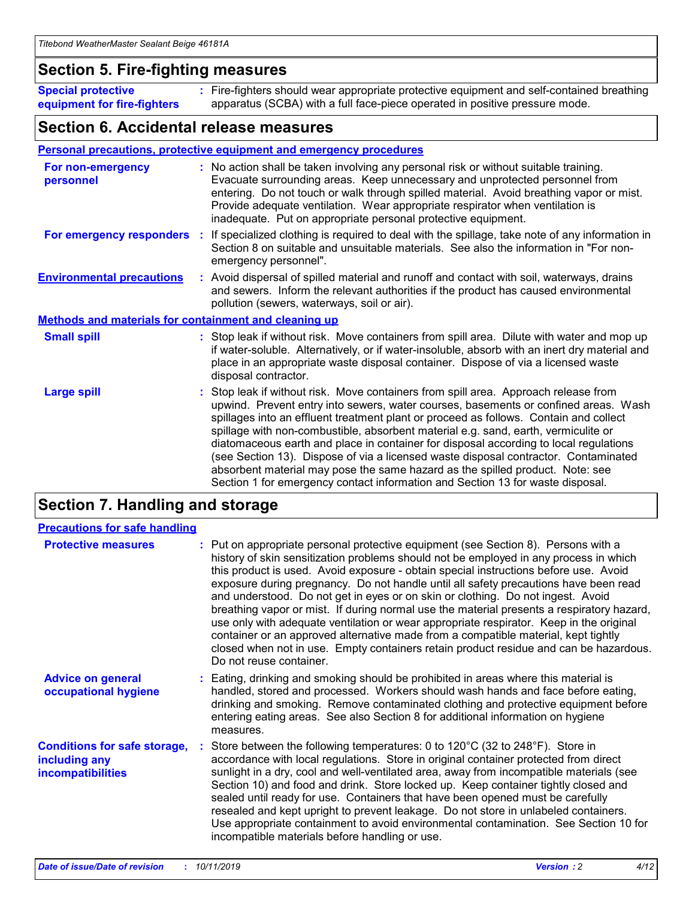## Section 5. Fire-fighting measures

**Special protective equipment for fire-fighters** : Fire-fighters should wear appropriate protective equipment and self-contained breathing apparatus (SCBA) with a full face-piece operated in positive pressure mode.

## Section 6. Accidental release measures

**Personal precautions, protective equipment and emergency procedures**

**For non-emergency personnel** : No action shall be taken involving any personal risk or without suitable training. Evacuate surrounding areas. Keep unnecessary and unprotected personnel from entering. Do not touch or walk through spilled material. Avoid breathing vapor or mist. Provide adequate ventilation. Wear appropriate respirator when ventilation is inadequate. Put on appropriate personal protective equipment.

**For emergency responders** : If specialized clothing is required to deal with the spillage, take note of any information in Section 8 on suitable and unsuitable materials. See also the information in "For non-emergency personnel".

**Environmental precautions** : Avoid dispersal of spilled material and runoff and contact with soil, waterways, drains and sewers. Inform the relevant authorities if the product has caused environmental pollution (sewers, waterways, soil or air).

**Methods and materials for containment and cleaning up**

**Small spill** : Stop leak if without risk. Move containers from spill area. Dilute with water and mop up if water-soluble. Alternatively, or if water-insoluble, absorb with an inert dry material and place in an appropriate waste disposal container. Dispose of via a licensed waste disposal contractor.

**Large spill** : Stop leak if without risk. Move containers from spill area. Approach release from upwind. Prevent entry into sewers, water courses, basements or confined areas. Wash spillages into an effluent treatment plant or proceed as follows. Contain and collect spillage with non-combustible, absorbent material e.g. sand, earth, vermiculite or diatomaceous earth and place in container for disposal according to local regulations (see Section 13). Dispose of via a licensed waste disposal contractor. Contaminated absorbent material may pose the same hazard as the spilled product. Note: see Section 1 for emergency contact information and Section 13 for waste disposal.

## Section 7. Handling and storage

**Precautions for safe handling**

**Protective measures** : Put on appropriate personal protective equipment (see Section 8). Persons with a history of skin sensitization problems should not be employed in any process in which this product is used. Avoid exposure - obtain special instructions before use. Avoid exposure during pregnancy. Do not handle until all safety precautions have been read and understood. Do not get in eyes or on skin or clothing. Do not ingest. Avoid breathing vapor or mist. If during normal use the material presents a respiratory hazard, use only with adequate ventilation or wear appropriate respirator. Keep in the original container or an approved alternative made from a compatible material, kept tightly closed when not in use. Empty containers retain product residue and can be hazardous. Do not reuse container.

**Advice on general occupational hygiene** : Eating, drinking and smoking should be prohibited in areas where this material is handled, stored and processed. Workers should wash hands and face before eating, drinking and smoking. Remove contaminated clothing and protective equipment before entering eating areas. See also Section 8 for additional information on hygiene measures.

**Conditions for safe storage, including any incompatibilities** : Store between the following temperatures: 0 to 120°C (32 to 248°F). Store in accordance with local regulations. Store in original container protected from direct sunlight in a dry, cool and well-ventilated area, away from incompatible materials (see Section 10) and food and drink. Store locked up. Keep container tightly closed and sealed until ready for use. Containers that have been opened must be carefully resealed and kept upright to prevent leakage. Do not store in unlabeled containers. Use appropriate containment to avoid environmental contamination. See Section 10 for incompatible materials before handling or use.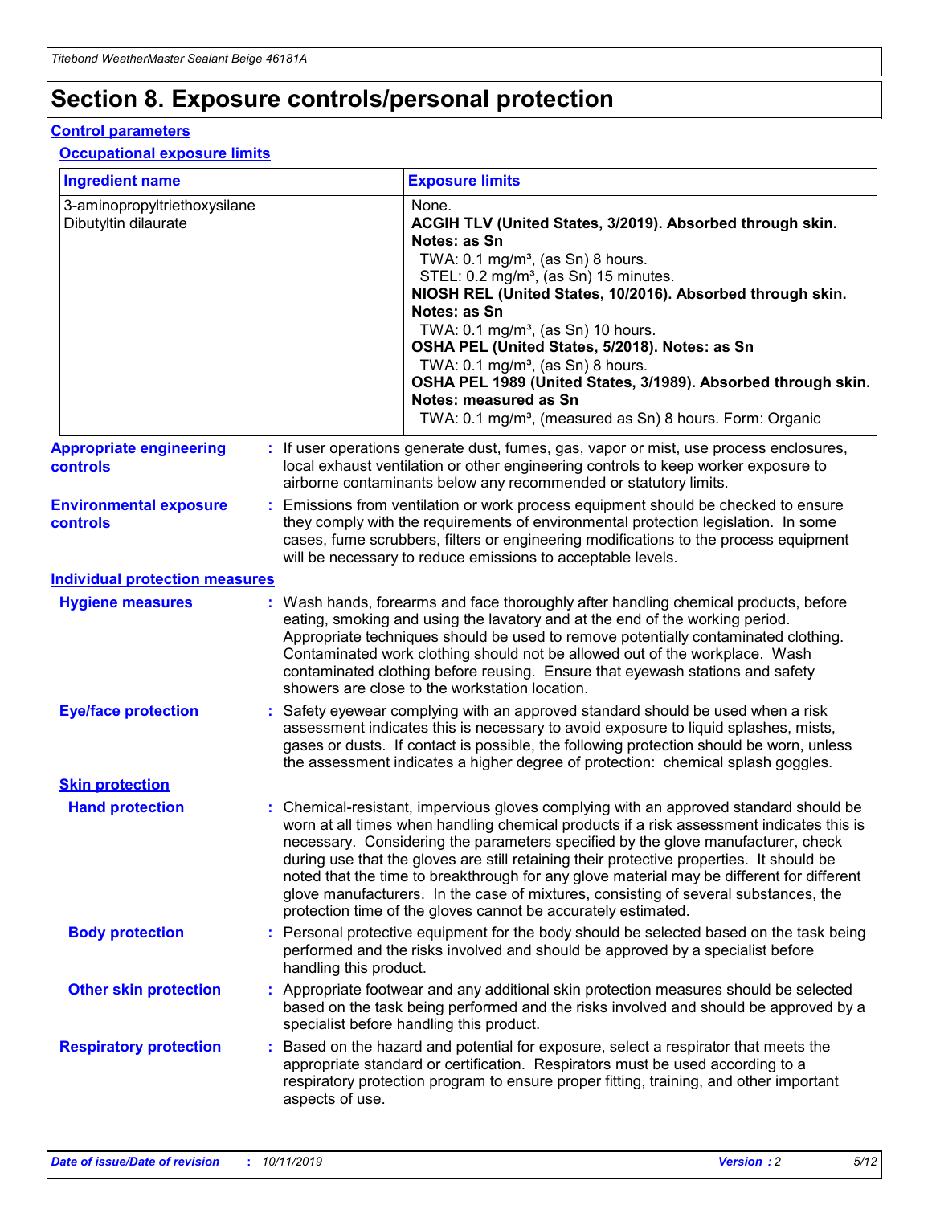# Section 8. Exposure controls/personal protection

## Control parameters

### Occupational exposure limits

| Ingredient name | Exposure limits |
|---|---|
| 3-aminopropyltriethoxysilane<br>Dibutyltin dilaurate | None.<br>**ACGIH TLV (United States, 3/2019). Absorbed through skin. Notes: as Sn**<br>TWA: 0.1 mg/m³, (as Sn) 8 hours.<br>STEL: 0.2 mg/m³, (as Sn) 15 minutes.<br>**NIOSH REL (United States, 10/2016). Absorbed through skin. Notes: as Sn**<br>TWA: 0.1 mg/m³, (as Sn) 10 hours.<br>**OSHA PEL (United States, 5/2018). Notes: as Sn**<br>TWA: 0.1 mg/m³, (as Sn) 8 hours.<br>**OSHA PEL 1989 (United States, 3/1989). Absorbed through skin. Notes: measured as Sn**<br>TWA: 0.1 mg/m³, (measured as Sn) 8 hours. Form: Organic |

**Appropriate engineering controls** : If user operations generate dust, fumes, gas, vapor or mist, use process enclosures, local exhaust ventilation or other engineering controls to keep worker exposure to airborne contaminants below any recommended or statutory limits.

**Environmental exposure controls** : Emissions from ventilation or work process equipment should be checked to ensure they comply with the requirements of environmental protection legislation. In some cases, fume scrubbers, filters or engineering modifications to the process equipment will be necessary to reduce emissions to acceptable levels.

## Individual protection measures

**Hygiene measures** : Wash hands, forearms and face thoroughly after handling chemical products, before eating, smoking and using the lavatory and at the end of the working period. Appropriate techniques should be used to remove potentially contaminated clothing. Contaminated work clothing should not be allowed out of the workplace. Wash contaminated clothing before reusing. Ensure that eyewash stations and safety showers are close to the workstation location.

**Eye/face protection** : Safety eyewear complying with an approved standard should be used when a risk assessment indicates this is necessary to avoid exposure to liquid splashes, mists, gases or dusts. If contact is possible, the following protection should be worn, unless the assessment indicates a higher degree of protection: chemical splash goggles.

### Skin protection

**Hand protection** : Chemical-resistant, impervious gloves complying with an approved standard should be worn at all times when handling chemical products if a risk assessment indicates this is necessary. Considering the parameters specified by the glove manufacturer, check during use that the gloves are still retaining their protective properties. It should be noted that the time to breakthrough for any glove material may be different for different glove manufacturers. In the case of mixtures, consisting of several substances, the protection time of the gloves cannot be accurately estimated.

**Body protection** : Personal protective equipment for the body should be selected based on the task being performed and the risks involved and should be approved by a specialist before handling this product.

**Other skin protection** : Appropriate footwear and any additional skin protection measures should be selected based on the task being performed and the risks involved and should be approved by a specialist before handling this product.

**Respiratory protection** : Based on the hazard and potential for exposure, select a respirator that meets the appropriate standard or certification. Respirators must be used according to a respiratory protection program to ensure proper fitting, training, and other important aspects of use.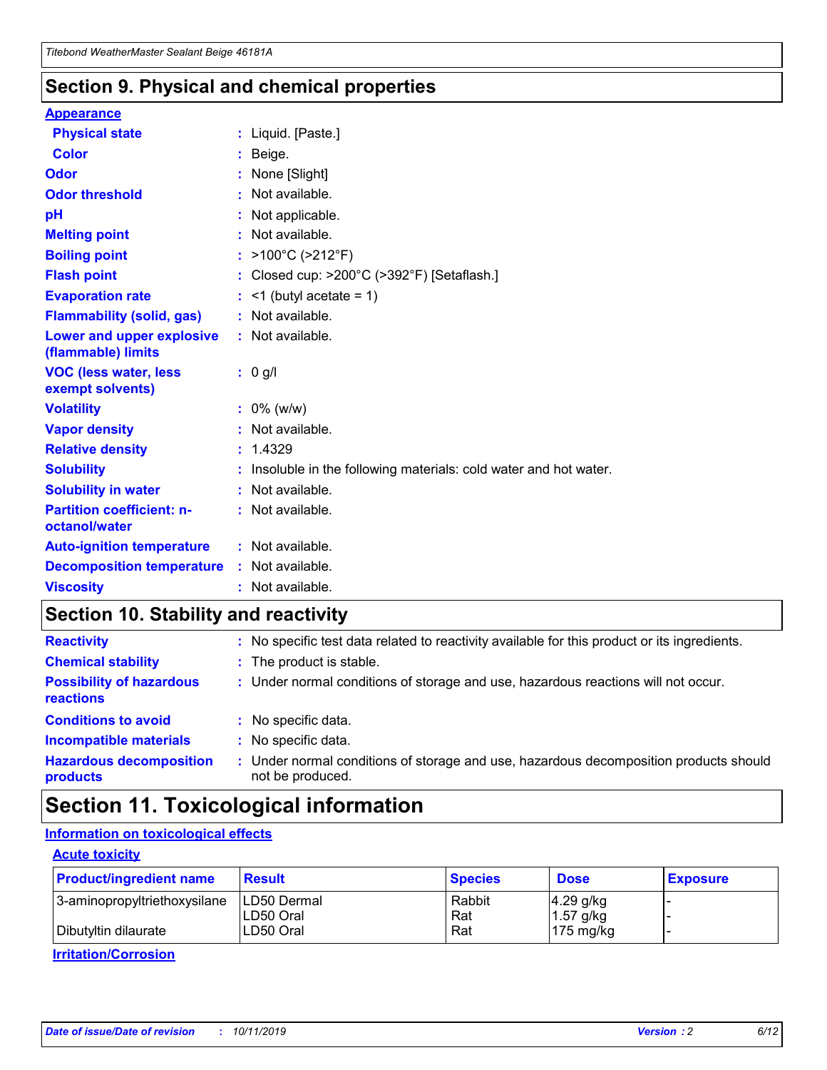## Section 9. Physical and chemical properties

### Appearance

| | |
|---|---|
| **Physical state** | : Liquid. [Paste.] |
| **Color** | : Beige. |
| **Odor** | : None [Slight] |
| **Odor threshold** | : Not available. |
| **pH** | : Not applicable. |
| **Melting point** | : Not available. |
| **Boiling point** | : >100°C (>212°F) |
| **Flash point** | : Closed cup: >200°C (>392°F) [Setaflash.] |
| **Evaporation rate** | : <1 (butyl acetate = 1) |
| **Flammability (solid, gas)** | : Not available. |
| **Lower and upper explosive (flammable) limits** | : Not available. |
| **VOC (less water, less exempt solvents)** | : 0 g/l |
| **Volatility** | : 0% (w/w) |
| **Vapor density** | : Not available. |
| **Relative density** | : 1.4329 |
| **Solubility** | : Insoluble in the following materials: cold water and hot water. |
| **Solubility in water** | : Not available. |
| **Partition coefficient: n-octanol/water** | : Not available. |
| **Auto-ignition temperature** | : Not available. |
| **Decomposition temperature** | : Not available. |
| **Viscosity** | : Not available. |

## Section 10. Stability and reactivity

| | |
|---|---|
| **Reactivity** | : No specific test data related to reactivity available for this product or its ingredients. |
| **Chemical stability** | : The product is stable. |
| **Possibility of hazardous reactions** | : Under normal conditions of storage and use, hazardous reactions will not occur. |
| **Conditions to avoid** | : No specific data. |
| **Incompatible materials** | : No specific data. |
| **Hazardous decomposition products** | : Under normal conditions of storage and use, hazardous decomposition products should not be produced. |

## Section 11. Toxicological information

### Information on toxicological effects

#### Acute toxicity

| Product/ingredient name | Result | Species | Dose | Exposure |
|---|---|---|---|---|
| 3-aminopropyltriethoxysilane | LD50 Dermal | Rabbit | 4.29 g/kg | - |
| | LD50 Oral | Rat | 1.57 g/kg | - |
| Dibutyltin dilaurate | LD50 Oral | Rat | 175 mg/kg | - |

#### Irritation/Corrosion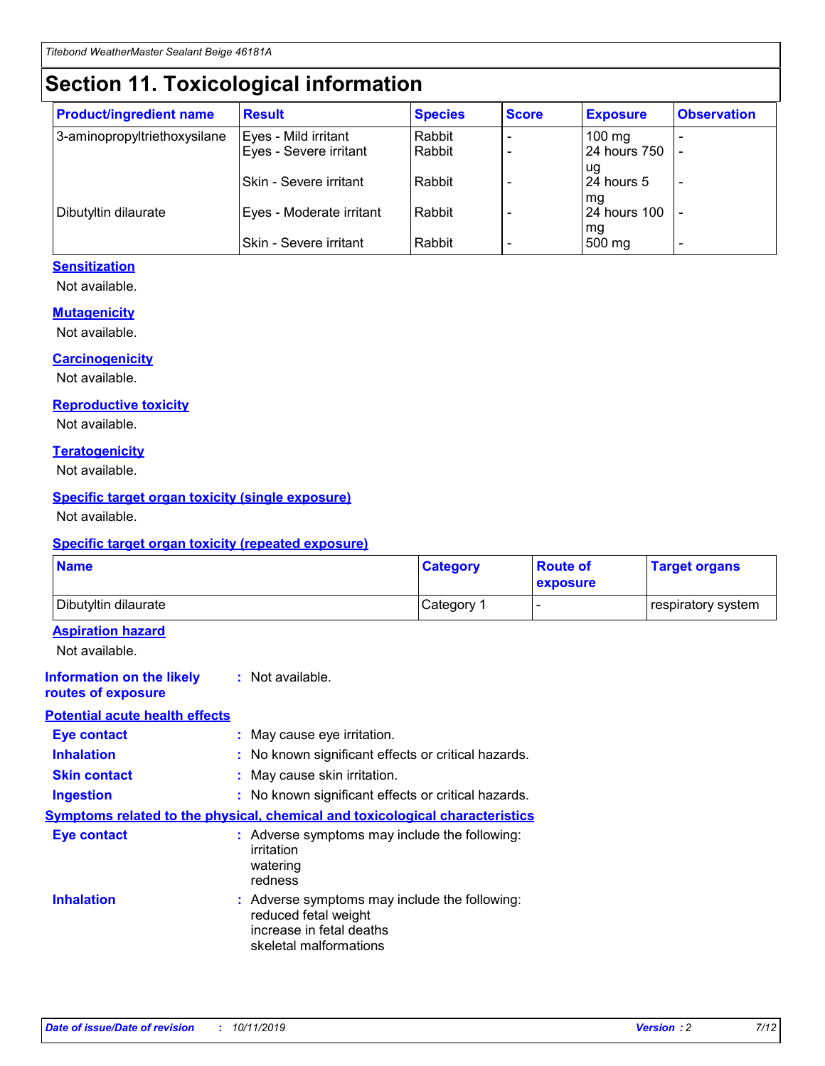# Section 11. Toxicological information

| Product/ingredient name | Result | Species | Score | Exposure | Observation |
|---|---|---|---|---|---|
| 3-aminopropyltriethoxysilane | Eyes - Mild irritant | Rabbit | - | 100 mg | - |
| | Eyes - Severe irritant | Rabbit | - | 24 hours 750 ug | - |
| | Skin - Severe irritant | Rabbit | - | 24 hours 5 mg | - |
| Dibutyltin dilaurate | Eyes - Moderate irritant | Rabbit | - | 24 hours 100 mg | - |
| | Skin - Severe irritant | Rabbit | - | 500 mg | - |

### Sensitization

Not available.

### Mutagenicity

Not available.

### Carcinogenicity

Not available.

### Reproductive toxicity

Not available.

### Teratogenicity

Not available.

### Specific target organ toxicity (single exposure)

Not available.

### Specific target organ toxicity (repeated exposure)

| Name | Category | Route of exposure | Target organs |
|---|---|---|---|
| Dibutyltin dilaurate | Category 1 | - | respiratory system |

### Aspiration hazard

Not available.

**Information on the likely routes of exposure** : Not available.

### Potential acute health effects

**Eye contact** : May cause eye irritation.

**Inhalation** : No known significant effects or critical hazards.

**Skin contact** : May cause skin irritation.

**Ingestion** : No known significant effects or critical hazards.

### Symptoms related to the physical, chemical and toxicological characteristics

**Eye contact** : Adverse symptoms may include the following:
irritation
watering
redness

**Inhalation** : Adverse symptoms may include the following:
reduced fetal weight
increase in fetal deaths
skeletal malformations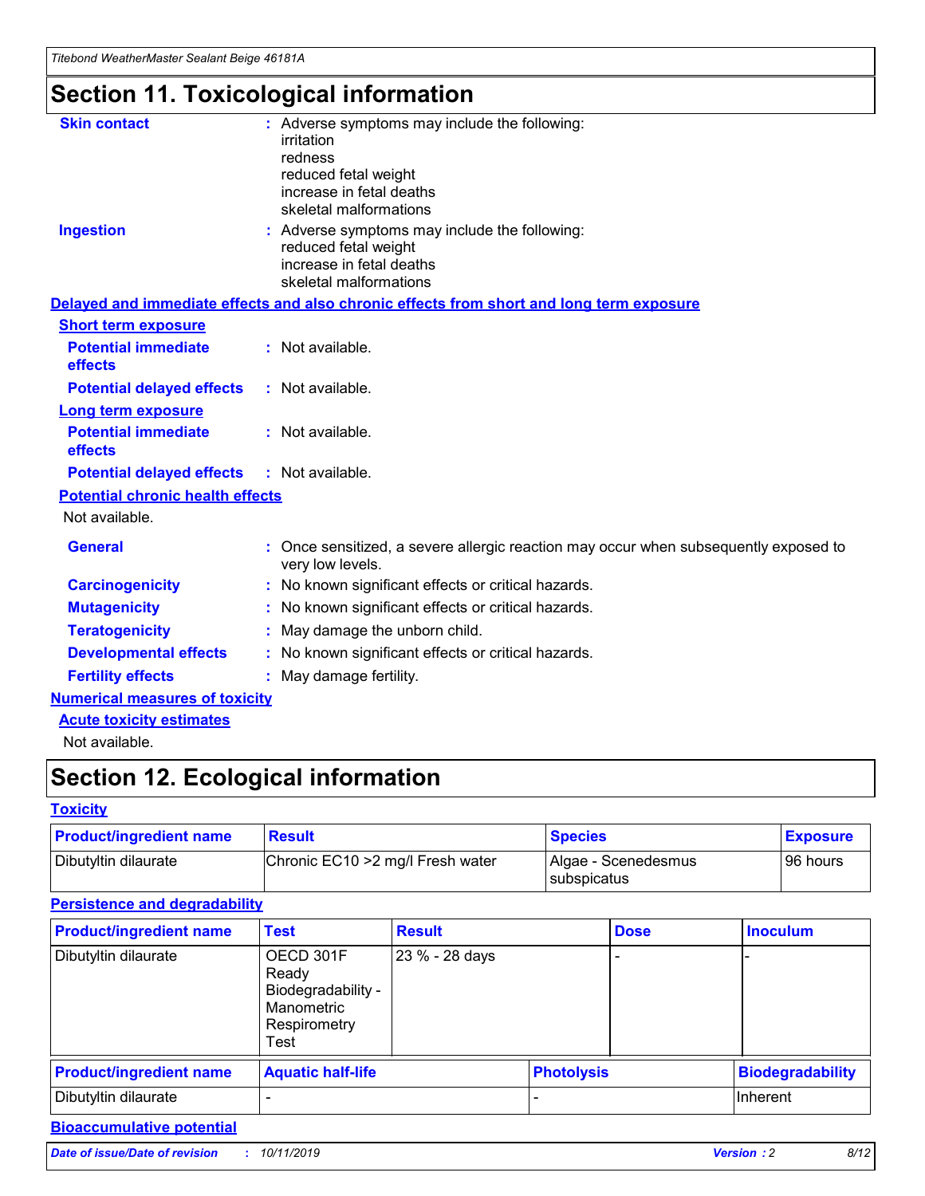# Section 11. Toxicological information

**Skin contact** : Adverse symptoms may include the following:
irritation
redness
reduced fetal weight
increase in fetal deaths
skeletal malformations

**Ingestion** : Adverse symptoms may include the following:
reduced fetal weight
increase in fetal deaths
skeletal malformations

**Delayed and immediate effects and also chronic effects from short and long term exposure**

**Short term exposure**

**Potential immediate effects** : Not available.

**Potential delayed effects** : Not available.

**Long term exposure**

**Potential immediate effects** : Not available.

**Potential delayed effects** : Not available.

**Potential chronic health effects**

Not available.

**General** : Once sensitized, a severe allergic reaction may occur when subsequently exposed to very low levels.

**Carcinogenicity** : No known significant effects or critical hazards.

**Mutagenicity** : No known significant effects or critical hazards.

**Teratogenicity** : May damage the unborn child.

**Developmental effects** : No known significant effects or critical hazards.

**Fertility effects** : May damage fertility.

**Numerical measures of toxicity**

**Acute toxicity estimates**

Not available.

# Section 12. Ecological information

**Toxicity**

| Product/ingredient name | Result | Species | Exposure |
|---|---|---|---|
| Dibutyltin dilaurate | Chronic EC10 >2 mg/l Fresh water | Algae - Scenedesmus subspicatus | 96 hours |

**Persistence and degradability**

| Product/ingredient name | Test | Result | Dose | Inoculum |
|---|---|---|---|---|
| Dibutyltin dilaurate | OECD 301F Ready Biodegradability - Manometric Respirometry Test | 23 % - 28 days | - | - |

| Product/ingredient name | Aquatic half-life | Photolysis | Biodegradability |
|---|---|---|---|
| Dibutyltin dilaurate | - | - | Inherent |

**Bioaccumulative potential**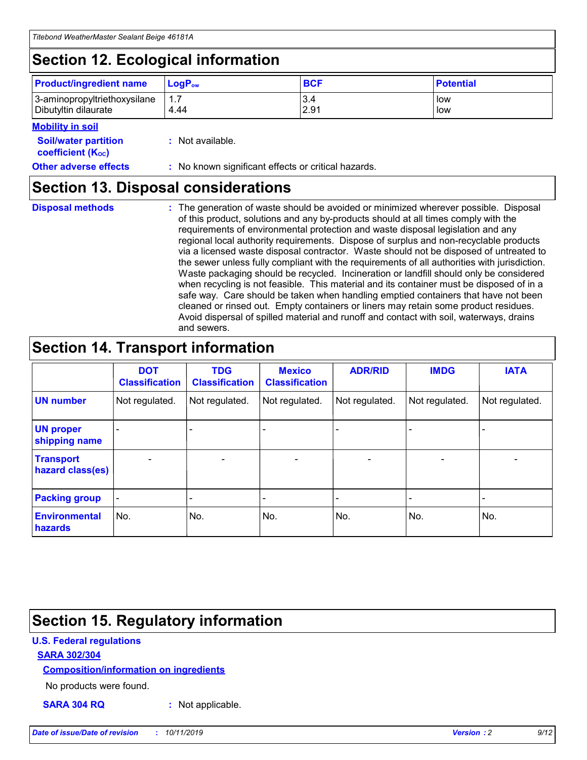## Section 12. Ecological information

| Product/ingredient name | $LogP_{ow}$ | BCF | Potential |
|---|---|---|---|
| 3-aminopropyltriethoxysilane | 1.7 | 3.4 | low |
| Dibutyltin dilaurate | 4.44 | 2.91 | low |

**Mobility in soil**

**Soil/water partition coefficient ($K_{OC}$)** : Not available.

**Other adverse effects** : No known significant effects or critical hazards.

## Section 13. Disposal considerations

**Disposal methods** : The generation of waste should be avoided or minimized wherever possible. Disposal of this product, solutions and any by-products should at all times comply with the requirements of environmental protection and waste disposal legislation and any regional local authority requirements. Dispose of surplus and non-recyclable products via a licensed waste disposal contractor. Waste should not be disposed of untreated to the sewer unless fully compliant with the requirements of all authorities with jurisdiction. Waste packaging should be recycled. Incineration or landfill should only be considered when recycling is not feasible. This material and its container must be disposed of in a safe way. Care should be taken when handling emptied containers that have not been cleaned or rinsed out. Empty containers or liners may retain some product residues. Avoid dispersal of spilled material and runoff and contact with soil, waterways, drains and sewers.

## Section 14. Transport information

| | DOT Classification | TDG Classification | Mexico Classification | ADR/RID | IMDG | IATA |
|---|---|---|---|---|---|---|
| UN number | Not regulated. | Not regulated. | Not regulated. | Not regulated. | Not regulated. | Not regulated. |
| UN proper shipping name | - | - | - | - | - | - |
| Transport hazard class(es) | - | - | - | - | - | - |
| Packing group | - | - | - | - | - | - |
| Environmental hazards | No. | No. | No. | No. | No. | No. |

## Section 15. Regulatory information

**U.S. Federal regulations**

**SARA 302/304**

**Composition/information on ingredients**

No products were found.

**SARA 304 RQ** : Not applicable.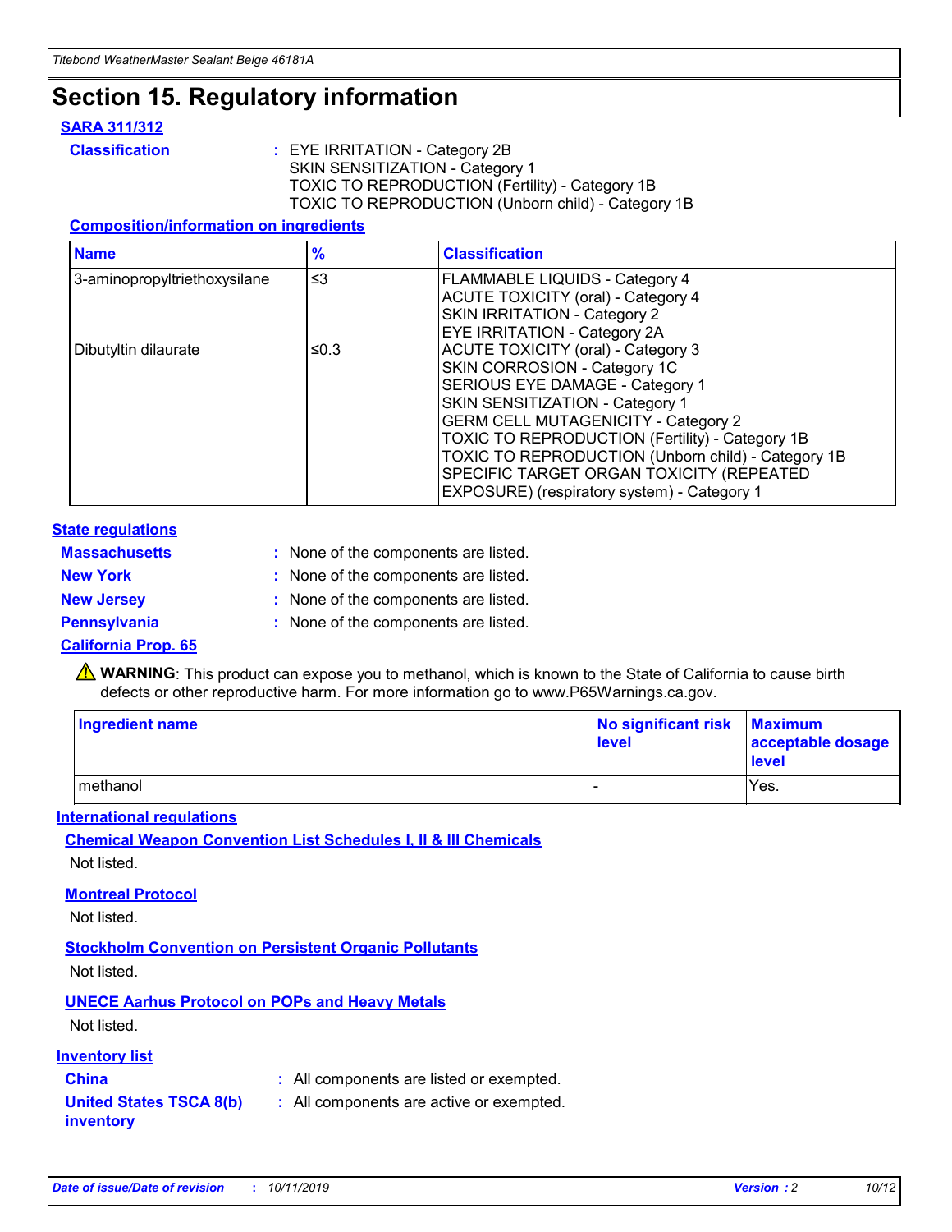# Section 15. Regulatory information

**SARA 311/312**

**Classification** : EYE IRRITATION - Category 2B
SKIN SENSITIZATION - Category 1
TOXIC TO REPRODUCTION (Fertility) - Category 1B
TOXIC TO REPRODUCTION (Unborn child) - Category 1B

**Composition/information on ingredients**

| Name | % | Classification |
|---|---|---|
| 3-aminopropyltriethoxysilane | ≤3 | FLAMMABLE LIQUIDS - Category 4<br>ACUTE TOXICITY (oral) - Category 4<br>SKIN IRRITATION - Category 2<br>EYE IRRITATION - Category 2A |
| Dibutyltin dilaurate | ≤0.3 | ACUTE TOXICITY (oral) - Category 3<br>SKIN CORROSION - Category 1C<br>SERIOUS EYE DAMAGE - Category 1<br>SKIN SENSITIZATION - Category 1<br>GERM CELL MUTAGENICITY - Category 2<br>TOXIC TO REPRODUCTION (Fertility) - Category 1B<br>TOXIC TO REPRODUCTION (Unborn child) - Category 1B<br>SPECIFIC TARGET ORGAN TOXICITY (REPEATED EXPOSURE) (respiratory system) - Category 1 |

**State regulations**

**Massachusetts** : None of the components are listed.

**New York** : None of the components are listed.

**New Jersey** : None of the components are listed.

**Pennsylvania** : None of the components are listed.

**California Prop. 65**

⚠ **WARNING**: This product can expose you to methanol, which is known to the State of California to cause birth defects or other reproductive harm. For more information go to www.P65Warnings.ca.gov.

| Ingredient name | No significant risk level | Maximum acceptable dosage level |
|---|---|---|
| methanol | - | Yes. |

**International regulations**

**Chemical Weapon Convention List Schedules I, II & III Chemicals**

Not listed.

**Montreal Protocol**

Not listed.

**Stockholm Convention on Persistent Organic Pollutants**

Not listed.

**UNECE Aarhus Protocol on POPs and Heavy Metals**

Not listed.

**Inventory list**

**China** : All components are listed or exempted.

**United States TSCA 8(b) inventory** : All components are active or exempted.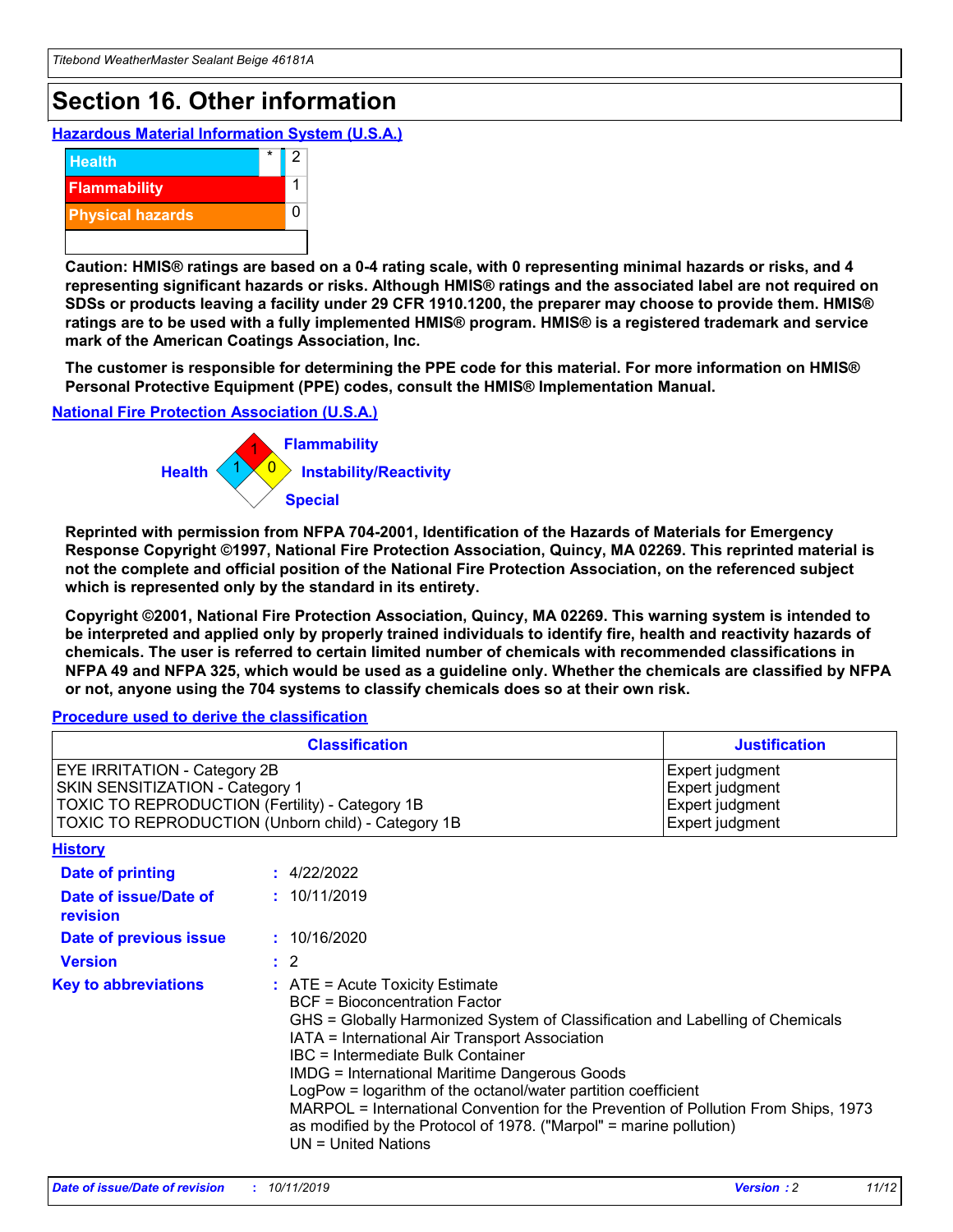# Section 16. Other information

## Hazardous Material Information System (U.S.A.)

| | | |
|---|---|---|
| Health | * | 2 |
| Flammability | | 1 |
| Physical hazards | | 0 |
| | | |

**Caution: HMIS® ratings are based on a 0-4 rating scale, with 0 representing minimal hazards or risks, and 4 representing significant hazards or risks. Although HMIS® ratings and the associated label are not required on SDSs or products leaving a facility under 29 CFR 1910.1200, the preparer may choose to provide them. HMIS® ratings are to be used with a fully implemented HMIS® program. HMIS® is a registered trademark and service mark of the American Coatings Association, Inc.**

**The customer is responsible for determining the PPE code for this material. For more information on HMIS® Personal Protective Equipment (PPE) codes, consult the HMIS® Implementation Manual.**

## National Fire Protection Association (U.S.A.)

Health: 1
Flammability: 1
Instability/Reactivity: 0
Special

**Reprinted with permission from NFPA 704-2001, Identification of the Hazards of Materials for Emergency Response Copyright ©1997, National Fire Protection Association, Quincy, MA 02269. This reprinted material is not the complete and official position of the National Fire Protection Association, on the referenced subject which is represented only by the standard in its entirety.**

**Copyright ©2001, National Fire Protection Association, Quincy, MA 02269. This warning system is intended to be interpreted and applied only by properly trained individuals to identify fire, health and reactivity hazards of chemicals. The user is referred to certain limited number of chemicals with recommended classifications in NFPA 49 and NFPA 325, which would be used as a guideline only. Whether the chemicals are classified by NFPA or not, anyone using the 704 systems to classify chemicals does so at their own risk.**

## Procedure used to derive the classification

| Classification | Justification |
|---|---|
| EYE IRRITATION - Category 2B | Expert judgment |
| SKIN SENSITIZATION - Category 1 | Expert judgment |
| TOXIC TO REPRODUCTION (Fertility) - Category 1B | Expert judgment |
| TOXIC TO REPRODUCTION (Unborn child) - Category 1B | Expert judgment |

## History

**Date of printing** : 4/22/2022

**Date of issue/Date of revision** : 10/11/2019

**Date of previous issue** : 10/16/2020

**Version** : 2

**Key to abbreviations** :
ATE = Acute Toxicity Estimate
BCF = Bioconcentration Factor
GHS = Globally Harmonized System of Classification and Labelling of Chemicals
IATA = International Air Transport Association
IBC = Intermediate Bulk Container
IMDG = International Maritime Dangerous Goods
LogPow = logarithm of the octanol/water partition coefficient
MARPOL = International Convention for the Prevention of Pollution From Ships, 1973 as modified by the Protocol of 1978. ("Marpol" = marine pollution)
UN = United Nations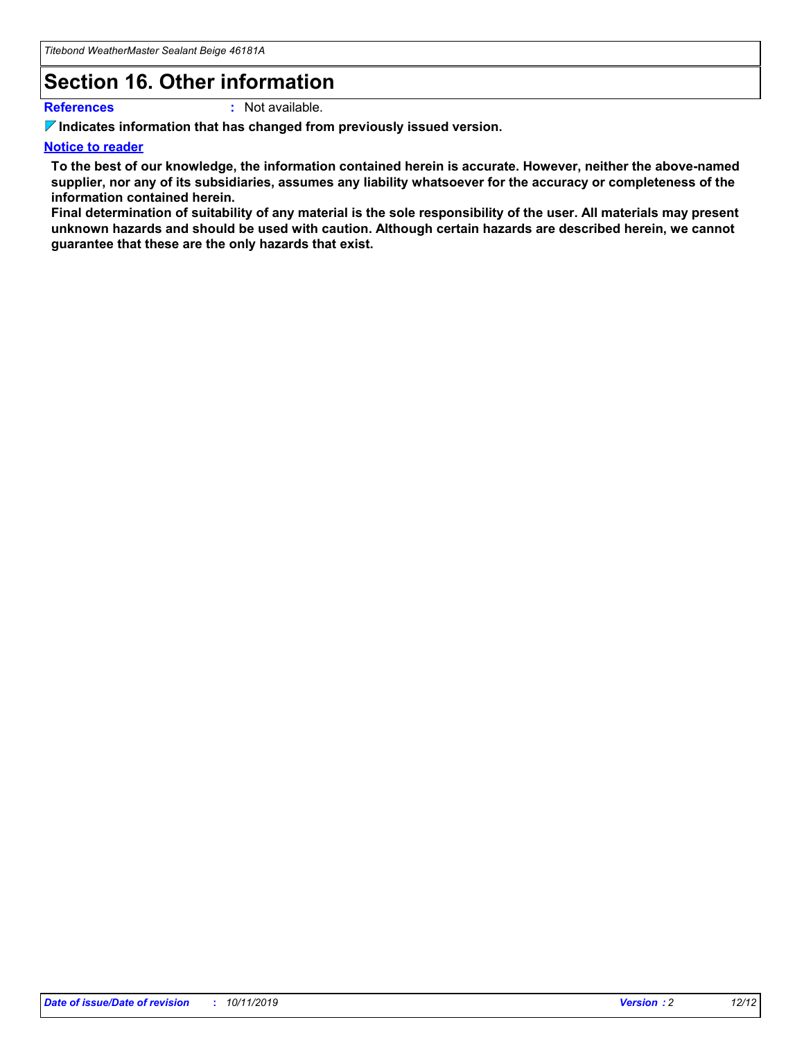# Section 16. Other information

**References** : Not available.

**Indicates information that has changed from previously issued version.**

**Notice to reader**

**To the best of our knowledge, the information contained herein is accurate. However, neither the above-named supplier, nor any of its subsidiaries, assumes any liability whatsoever for the accuracy or completeness of the information contained herein.**

**Final determination of suitability of any material is the sole responsibility of the user. All materials may present unknown hazards and should be used with caution. Although certain hazards are described herein, we cannot guarantee that these are the only hazards that exist.**